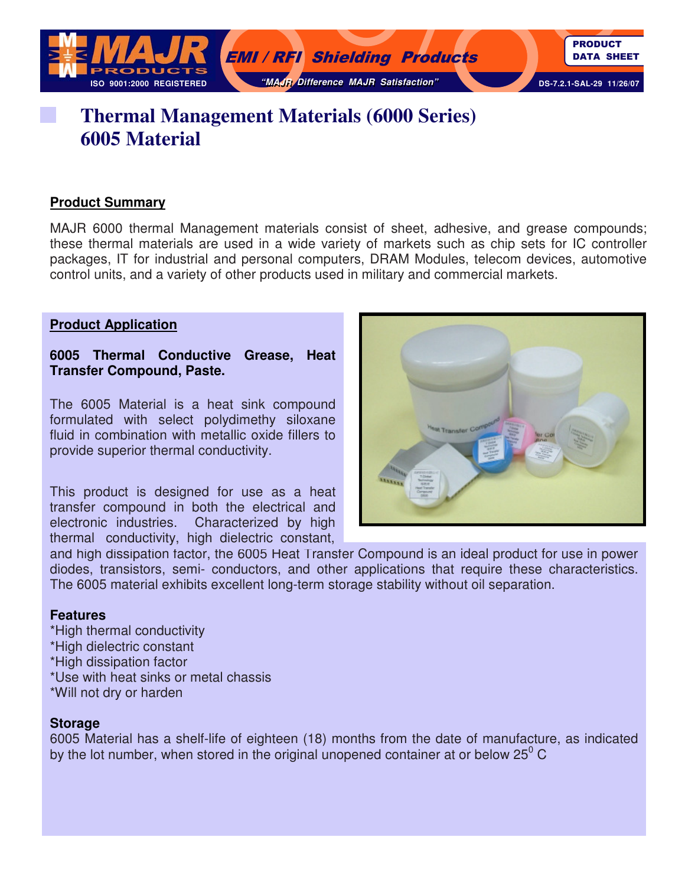# Thermal Management Materials (6000 Series)
# 6005 Material

## Product Summary

MAJR 6000 thermal Management materials consist of sheet, adhesive, and grease compounds; these thermal materials are used in a wide variety of markets such as chip sets for IC controller packages, IT for industrial and personal computers, DRAM Modules, telecom devices, automotive control units, and a variety of other products used in military and commercial markets.

## Product Application

**6005 Thermal Conductive Grease, Heat Transfer Compound, Paste.**

The 6005 Material is a heat sink compound formulated with select polydimethy siloxane fluid in combination with metallic oxide fillers to provide superior thermal conductivity.

This product is designed for use as a heat transfer compound in both the electrical and electronic industries. Characterized by high thermal conductivity, high dielectric constant, and high dissipation factor, the 6005 Heat Transfer Compound is an ideal product for use in power diodes, transistors, semi- conductors, and other applications that require these characteristics. The 6005 material exhibits excellent long-term storage stability without oil separation.

### Features

*High thermal conductivity
*High dielectric constant
*High dissipation factor
*Use with heat sinks or metal chassis
*Will not dry or harden

### Storage

6005 Material has a shelf-life of eighteen (18) months from the date of manufacture, as indicated by the lot number, when stored in the original unopened container at or below $25^0$ C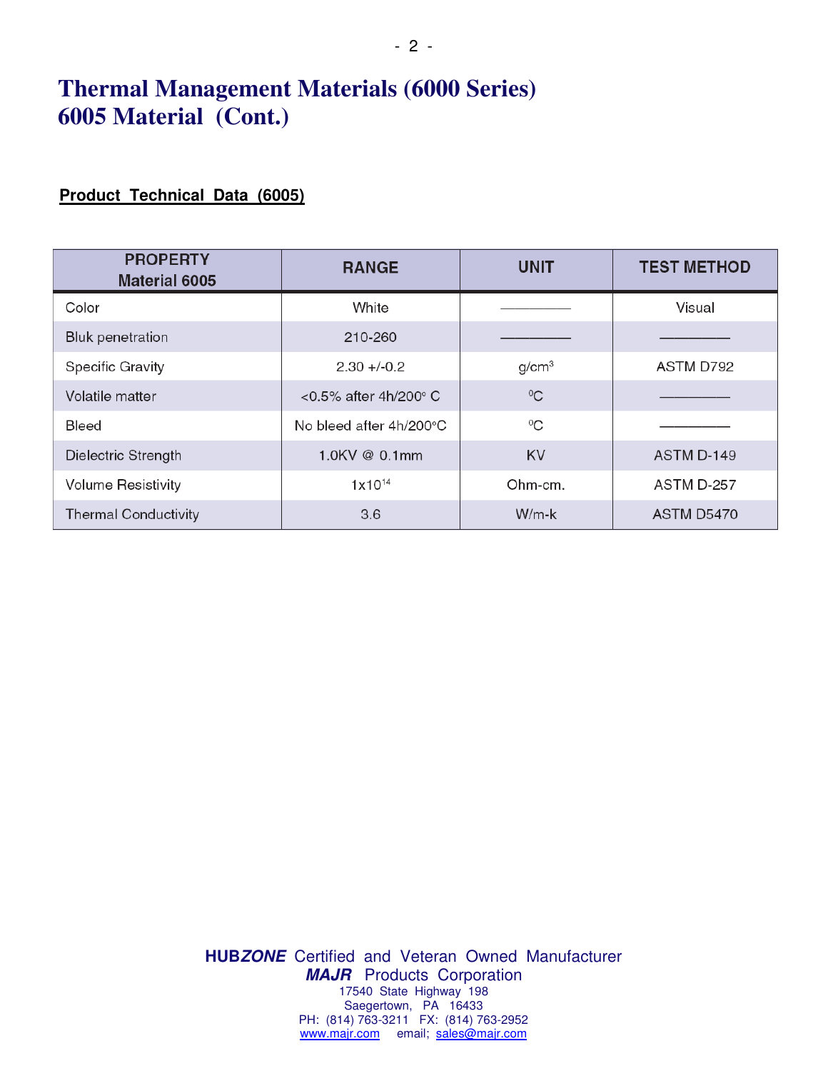# Thermal Management Materials (6000 Series)
# 6005 Material (Cont.)

**Product Technical Data (6005)**

| PROPERTY Material 6005 | RANGE | UNIT | TEST METHOD |
|---|---|---|---|
| Color | White | ———— | Visual |
| Bluk penetration | 210-260 | ———— | ———— |
| Specific Gravity | 2.30 +/-0.2 | $g/cm^3$ | ASTM D792 |
| Volatile matter | <0.5% after 4h/200° C | °C | ———— |
| Bleed | No bleed after 4h/200°C | °C | ———— |
| Dielectric Strength | 1.0KV @ 0.1mm | KV | ASTM D-149 |
| Volume Resistivity | $1x10^{14}$ | Ohm-cm. | ASTM D-257 |
| Thermal Conductivity | 3.6 | W/m-k | ASTM D5470 |

**HUB*ZONE*** Certified and Veteran Owned Manufacturer
***MAJR*** Products Corporation
17540 State Highway 198
Saegertown, PA 16433
PH: (814) 763-3211 FX: (814) 763-2952
www.majr.com email; sales@majr.com